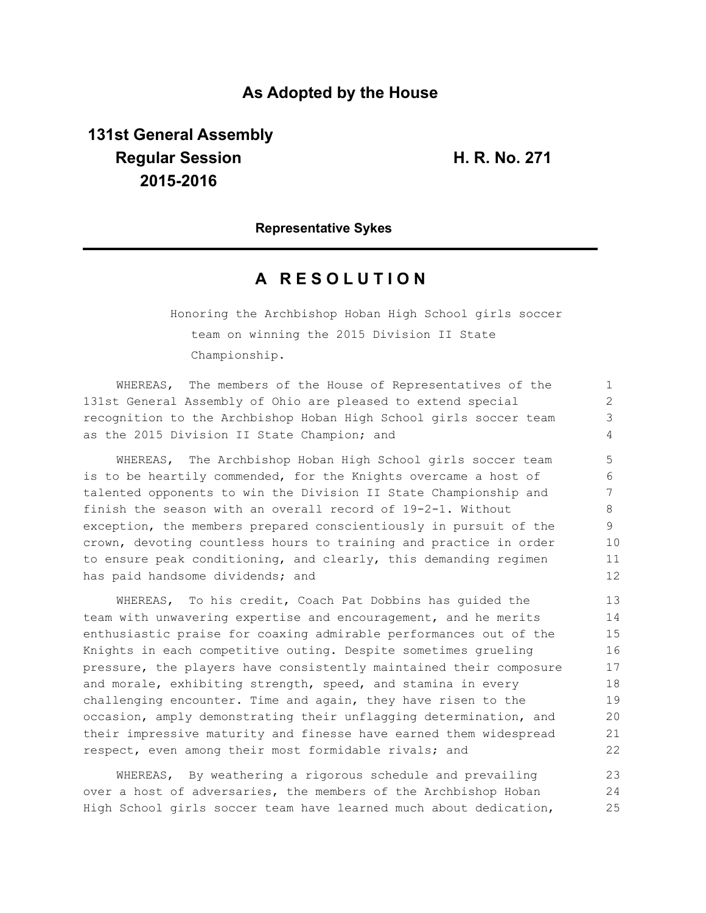## As Adopted by the House

**131st General Assembly**
**Regular Session** **H. R. No. 271**
**2015-2016**

**Representative Sykes**

# A R E S O L U T I O N

Honoring the Archbishop Hoban High School girls soccer team on winning the 2015 Division II State Championship.

WHEREAS, The members of the House of Representatives of the 131st General Assembly of Ohio are pleased to extend special recognition to the Archbishop Hoban High School girls soccer team as the 2015 Division II State Champion; and

WHEREAS, The Archbishop Hoban High School girls soccer team is to be heartily commended, for the Knights overcame a host of talented opponents to win the Division II State Championship and finish the season with an overall record of 19-2-1. Without exception, the members prepared conscientiously in pursuit of the crown, devoting countless hours to training and practice in order to ensure peak conditioning, and clearly, this demanding regimen has paid handsome dividends; and

WHEREAS, To his credit, Coach Pat Dobbins has guided the team with unwavering expertise and encouragement, and he merits enthusiastic praise for coaxing admirable performances out of the Knights in each competitive outing. Despite sometimes grueling pressure, the players have consistently maintained their composure and morale, exhibiting strength, speed, and stamina in every challenging encounter. Time and again, they have risen to the occasion, amply demonstrating their unflagging determination, and their impressive maturity and finesse have earned them widespread respect, even among their most formidable rivals; and

WHEREAS, By weathering a rigorous schedule and prevailing over a host of adversaries, the members of the Archbishop Hoban High School girls soccer team have learned much about dedication,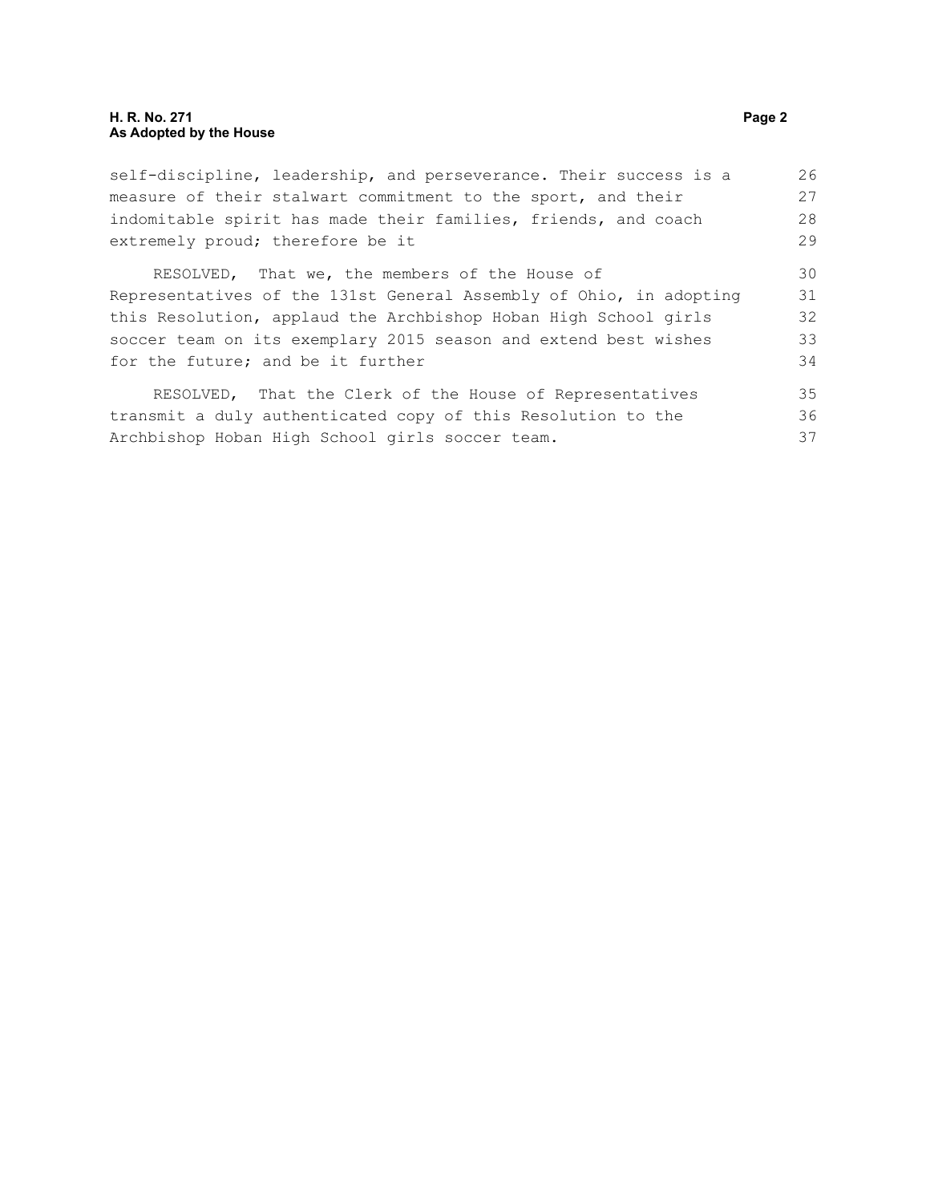self-discipline, leadership, and perseverance. Their success is a measure of their stalwart commitment to the sport, and their indomitable spirit has made their families, friends, and coach extremely proud; therefore be it

RESOLVED, That we, the members of the House of Representatives of the 131st General Assembly of Ohio, in adopting this Resolution, applaud the Archbishop Hoban High School girls soccer team on its exemplary 2015 season and extend best wishes for the future; and be it further

RESOLVED, That the Clerk of the House of Representatives transmit a duly authenticated copy of this Resolution to the Archbishop Hoban High School girls soccer team.